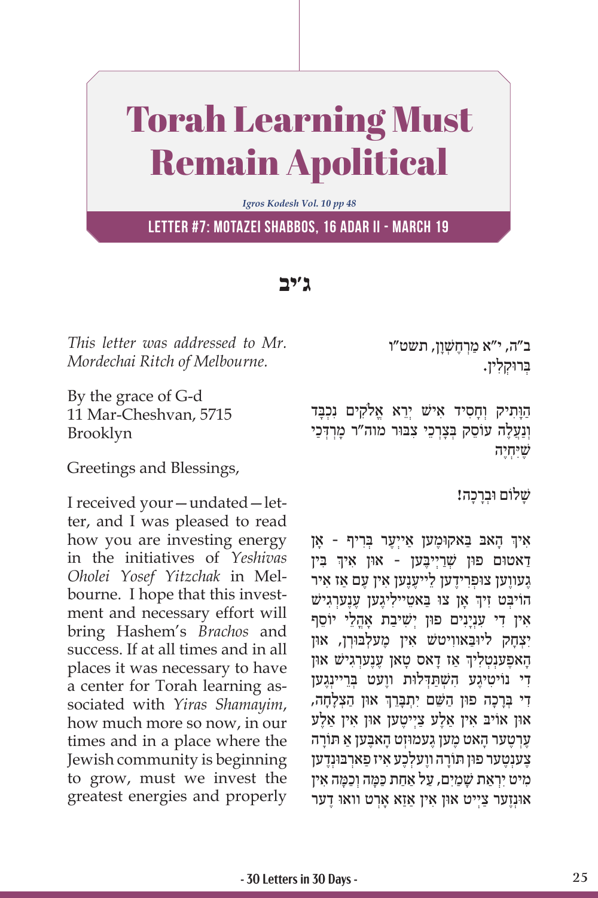# Torah Learning Must Remain Apolitical

*Igros Kodesh Vol. 10 pp 48*

**LETTER #7: MOTAZEI SHABBOS, 16 ADAR II - MARCH 19**

## ג'יב

*This letter was addressed to Mr. Mordechai Ritch of Melbourne.*

By the grace of G-d
11 Mar-Cheshvan, 5715
Brooklyn

Greetings and Blessings,

I received your—undated—letter, and I was pleased to read how you are investing energy in the initiatives of *Yeshivas Oholei Yosef Yitzchak* in Melbourne. I hope that this investment and necessary effort will bring Hashem's *Brachos* and success. If at all times and in all places it was necessary to have a center for Torah learning associated with *Yiras Shamayim*, how much more so now, in our times and in a place where the Jewish community is beginning to grow, must we invest the greatest energies and properly

ב"ה, י"א מַרְחֶשְׁוָן, תשט"ו
בְּרוּקְלִין.

הַוָּתִיק וְחָסִיד אִישׁ יְרֵא אֱלֹקִים נִכְבָּד וְנַעֲלֶה עוֹסֵק בְּצָרְכֵי צִבּוּר מוה"ר מָרְדְּכַי שֶׁיִחְיֶה

שָׁלוֹם וּבְרָכָה!

אִיךְ הָאבּ בַּאקוּמֶען אַייְער בְּרִיף - אָן דַאטוּם פוּן שְׁרַייבֶּען - אוּן אִיךְ בִּין גֶעווֶען צוּפְרִידֶען לֵייעֶנֶען אִין עֶם אַז אִיר הוֹיבְּט זִיךְ אָן צוּ בַּאטֵיילִיגֶען עֶנֶערְגִישׁ אִין דִי עִנְיָנִים פוּן יְשִׁיבַת אָהֳלֵי יוֹסֵף יִצְחָק לִיוּבַּאווִיטשׁ אִין מֶעלְבּוּרְן, אוּן הָאפֶּענְטְלִיךְ אַז דָאס טָאן עֶנֶערְגִישׁ אוּן דִי נוֹיטִיגֶע הִשְׁתַּדְּלוּת וֶועט בְּרֵיינְגֶען דִי בְּרָכָה פוּן הַשֵּׁם יִתְבָּרֵךְ אוּן הַצְלָחָה, אוּן אוֹיבּ אִין אַלֶע צַייטֶען אוּן אִין אַלֶע עֶרְטֶער הָאט מֶען גֶעמוּזְט הָאבֶּען אַ תּוֹרָה צֶענְטֶער פוּן תּוֹרָה וֶועלְכֶע אִיז פַארְבּוּנְדֶען מִיט יִרְאַת שָׁמַיִם, עַל אַחַת כַּמָּה וְכַמָּה אִין אוּנְזֶער צַייְט אוּן אִין אַזַא אָרְט וואוּ דֶער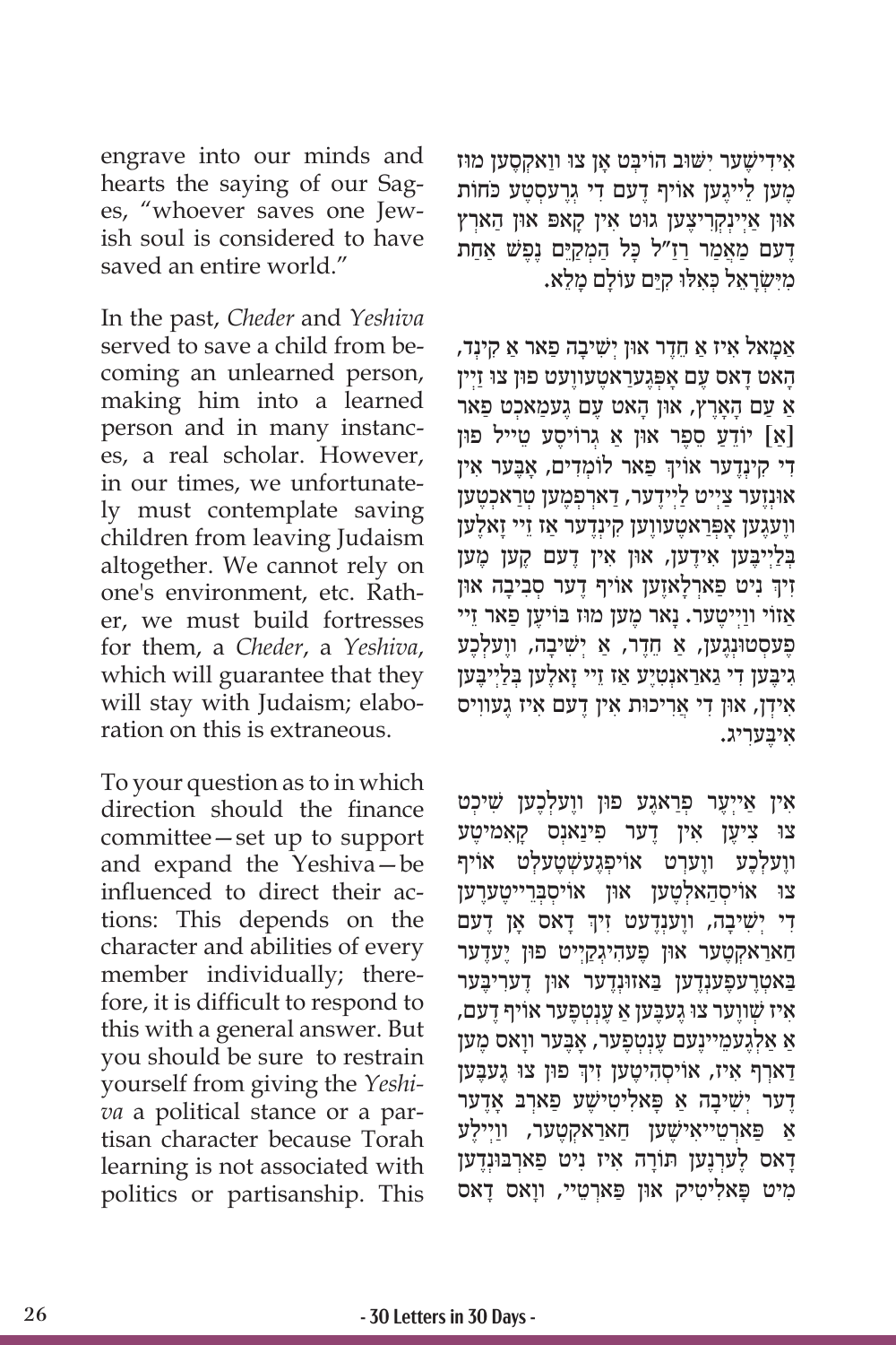engrave into our minds and hearts the saying of our Sages, "whoever saves one Jewish soul is considered to have saved an entire world."

In the past, *Cheder* and *Yeshiva* served to save a child from becoming an unlearned person, making him into a learned person and in many instances, a real scholar. However, in our times, we unfortunately must contemplate saving children from leaving Judaism altogether. We cannot rely on one's environment, etc. Rather, we must build fortresses for them, a *Cheder*, a *Yeshiva*, which will guarantee that they will stay with Judaism; elaboration on this is extraneous.

To your question as to in which direction should the finance committee—set up to support and expand the Yeshiva—be influenced to direct their actions: This depends on the character and abilities of every member individually; therefore, it is difficult to respond to this with a general answer. But you should be sure to restrain yourself from giving the *Yeshiva* a political stance or a partisan character because Torah learning is not associated with politics or partisanship. This

אידישער יִשׁוּב הוֹיבּט אָן צוּ וואַקסען מוּז מען לייגען אוֹיף דעם די גרעסטע כּחות און איינקריצען גוּט אין קאָפּ און הארץ דעם מאַמר רז"ל כָּל הַמְקַיֵּם נֶפֶשׁ אַחַת מִיִשְׂרָאֵל כְּאִלּוּ קִיֵּם עוֹלָם מָלֵא.

אַמָאל איז אַ חדר און יְשִׁיבָה פאַר אַ קינד, האָט דאָס עם אָפּגעראַטעוועט פוּן צוּ זיין אַ עַם הָאָרֶץ, און האָט עם געמאַכט פאַר [אַ] יוֹדֵעַ סֵפֶר און אַ גרוֹיסע טייל פון די קינדער אוֹיך פאַר לוֹמְדִים, אָבּער אין אוּנזער צייט ליידער, דאַרפמען טראַכטען וועגען אָפּראַטעוועןֿ קינדער אַז זיי זאָלען בּלייבּען אידען, און אין דעם קען מען זיך ניט פאַרלאָזען אוֹיף דער סְבִיבָה און אַזוֹי ווייטער. נאָר מען מוּז בּוֹיען פאַר זיי פעסטוּנגען, אַ חדר, אַ יְשִׁיבָה, וועלכע גיבּען די גאַראַנטיע אַז זיי זאָלען בּלייבּען אידן, און די אֲרִיכוּת אין דעם איז געוויס איבּעריג.

אין אייער פראַגע פוּן וועלכען שׁיכט צוּ ציען אין דער פינאַנס קאָמיטע וועלכע ווערט אוֹיפגעשטעלט אוֹיף צוּ אוֹיסהאַלטען און אוֹיסבּרייטערען די יְשִׁיבָה, ווענדעט זיך דאָס אָן דעם כאַראַקטער און פעהיגקייט פוּן יעדער בּאַזוּנדער בּאַזוּנדער און דעריבּער איז שווער צוּ געבּען אַ ענטפער אוֹיף דעם, אַ אַלגעמיינעם ענטפער, אָבּער וואָס מען דאַרף איז, אוֹיסהיטען זיך פוּן צוּ געבּען דער יְשִׁיבָה אַ פּאָליטישע פאַרבּ אָדער אַ פאַרטייאישען כאַראַקטער, ווייל דאָס לערנען תּוֹרָה איז ניט פאַרבּוּנדען מיט פּאָליטיק און פאַרטיי, וואָס דאָס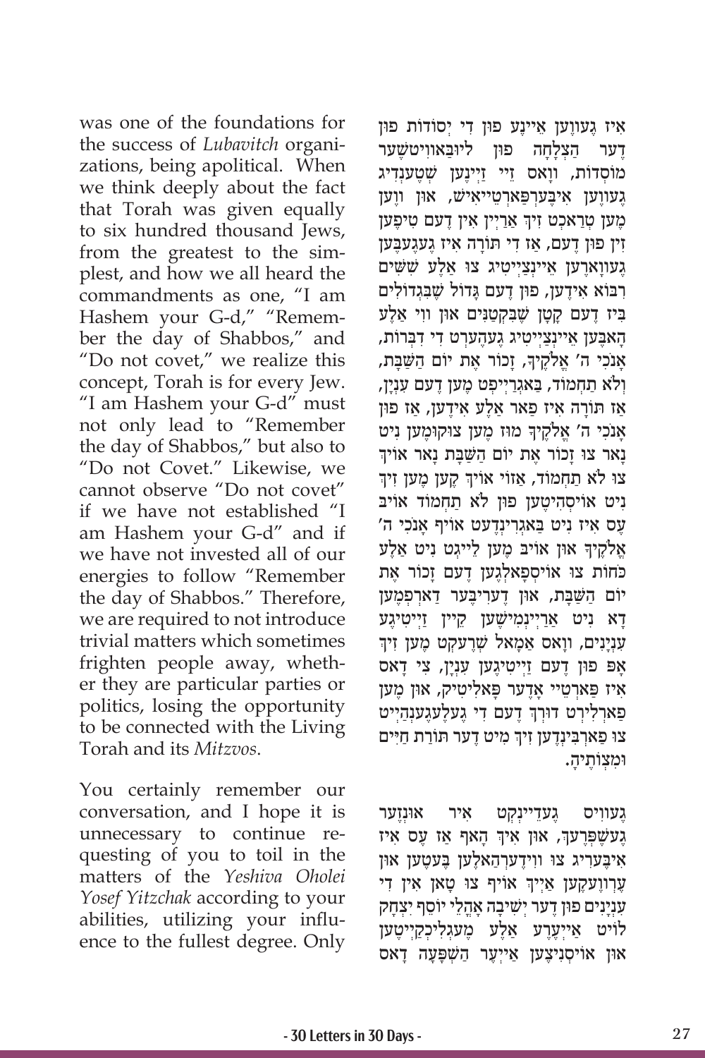was one of the foundations for the success of *Lubavitch* organizations, being apolitical. When we think deeply about the fact that Torah was given equally to six hundred thousand Jews, from the greatest to the simplest, and how we all heard the commandments as one, "I am Hashem your G-d," "Remember the day of Shabbos," and "Do not covet," we realize this concept, Torah is for every Jew. "I am Hashem your G-d" must not only lead to "Remember the day of Shabbos," but also to "Do not Covet." Likewise, we cannot observe "Do not covet" if we have not established "I am Hashem your G-d" and if we have not invested all of our energies to follow "Remember the day of Shabbos." Therefore, we are required to not introduce trivial matters which sometimes frighten people away, whether they are particular parties or politics, losing the opportunity to be connected with the Living Torah and its *Mitzvos*.

You certainly remember our conversation, and I hope it is unnecessary to continue requesting of you to toil in the matters of the *Yeshiva Oholei Yosef Yitzchak* according to your abilities, utilizing your influence to the fullest degree. Only

איז געווען איינע פון די יְסוֹדוֹת פון דער הַצְלָחָה פון ליובאוויטשער מוֹסָדוֹת, וואס זיי זיינען שְׁטֶענְדִיג געווען איבערפארטייאיש, און ווען מען טראכט זיך אריין אין דעם טיפען זין פון דעם, אַז די תּוֹרָה איז געגעבען געווארען איינצייטיג צו אַלֶע שִׁשִּׁים רִבּוֹא אידען, פון דעם גָּדוֹל שֶׁבִּגְדוֹלִים ביז דעם קָטָן שֶׁבִּקְטַנִּים און ווי אַלֶע האבען איינצייטיג געהערט די דִּבְּרוֹת, אָנֹכִי ה' אֱלֹקֶיךָ, זָכוֹר אֶת יוֹם הַשַּׁבָּת, וְלֹא תַחְמוֹד, באגרייפט מען דעם עִנְיָן אַז תּוֹרָה איז פאר אַלֶע אידען, אַז פון אָנֹכִי ה' אֱלֹקֶיךָ מוז מען צוקומען ניט נאר צו זָכוֹר אֶת יוֹם הַשַּׁבָּת נאר אויך צו לֹא תַחְמוֹד, אזוי אויך קען מען זיך ניט אויסהיטען פון לֹא תַחְמוֹד אויב עס איז ניט באגרינדעט אויף אָנֹכִי ה' אֱלֹקֶיךָ און אויב מען לייגט ניט אַלֶע כֹּחוֹת צו אויספאלגען דעם זָכוֹר אֶת יוֹם הַשַּׁבָּת, און דעריבער דארפמען דא ניט אריינמישען קיין זייטיגע עִנְיָנִים, וואס אַמָאל שרעקט מען זיך אָפּ פון דעם זייטיגען עִנְיָן, צי דאס איז פארטיי אָדער פּאָליטיק, און מען פארלירט דורך דעם די געלעגענהייט צו פארבינדען זיך מיט דער תּוֹרַת חַיִּים וּמִצְוֹתֶיהָ.

געוויס געדיינקט איר אונזער געשפרעך, און איך האף אַז עס איז איבעריג צו ווידערהאלען בעטען און ערוועקען אייך אויף צו טאן אין די עִנְיָנִים פון דער יְשִׁיבָה אָהֳלֵי יוֹסֵף יִצְחָק לויט אייערע אַלֶע מעגליכקייטען און אויסניצען אייער הַשְׁפָּעָה דאס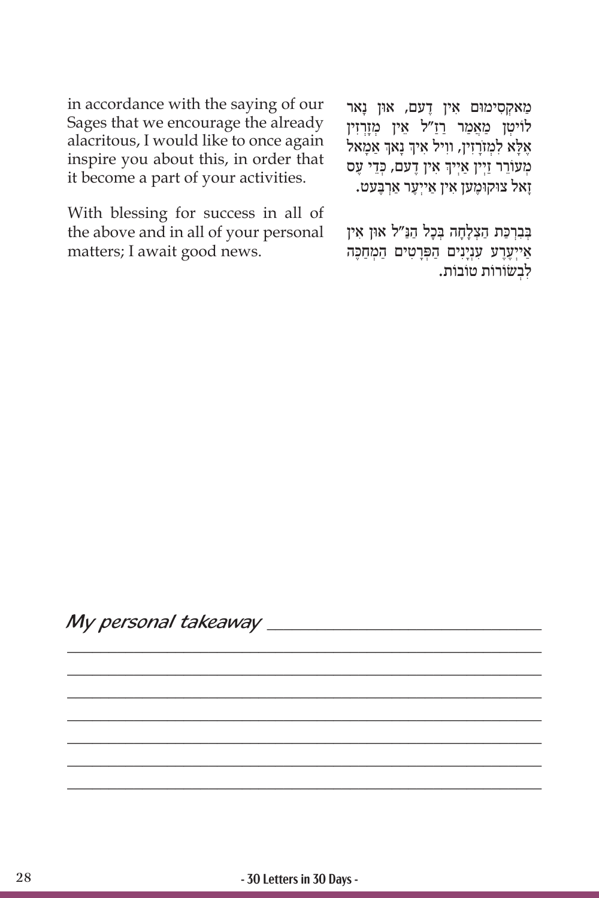in accordance with the saying of our Sages that we encourage the already alacritous, I would like to once again inspire you about this, in order that it become a part of your activities.

With blessing for success in all of the above and in all of your personal matters; I await good news.

מַאקְסִימוּם אִין דֶעם, אוּן נָאר לוֹיטְן מַאֲמַר רַזַ"ל אֵין מְזָרְזִין אֶלָּא לִמְזוֹרָזִין, ווִיל אִיךְ נָאךְ אַמָאל מְעוֹרֵר זַיְין אַיְיךְ אִין דֶעם, כְּדֵי עֶס זָאל צוּקוּמֶען אִין אַייְעֶר אַרְבֶּעט.

בִּבְרָכַּת הַצְלָחָה בְּכָל הַנַ"ל אוּן אִין אַייְעֶרֶע עִנְיָנִים הַפְּרָטִים הַמְחַכֶּה לִבְשׂוֹרוֹת טוֹבוֹת.

*My personal takeaway* ________________________________

______________________________________________________

______________________________________________________

______________________________________________________

______________________________________________________

______________________________________________________

______________________________________________________

______________________________________________________